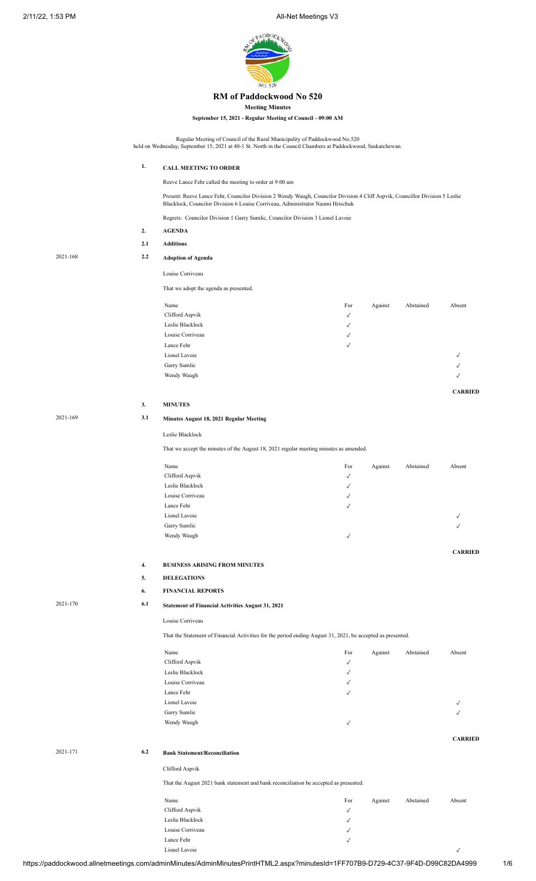# RM of Paddockwood No 520

**Meeting Minutes**

**September 15, 2021 - Regular Meeting of Council - 09:00 AM**

Regular Meeting of Council of the Rural Municipality of Paddockwood No.520 held on Wednesday, September 15, 2021 at 40-1 St. North in the Council Chambers at Paddockwood, Saskatchewan.

## 1. CALL MEETING TO ORDER

Reeve Lance Fehr called the meeting to order at 9:00 am

Present: Reeve Lance Fehr, Councilor Division 2 Wendy Waugh, Councilor Division 4 Cliff Aspvik, Councilor Division 5 Leslie Blacklock, Councilor Division 6 Louise Corriveau, Administrator Naomi Hrischuk

Regrets: Councilor Division 1 Garry Sumlic, Councilor Division 3 Lionel Lavoie

## 2. AGENDA

### 2.1 Additions

### 2.2 Adoption of Agenda

2021-168

Louise Corriveau

That we adopt the agenda as presented.

| Name | For | Against | Abstained | Absent |
|---|---|---|---|---|
| Clifford Aspvik | ✓ | | | |
| Leslie Blacklock | ✓ | | | |
| Louise Corriveau | ✓ | | | |
| Lance Fehr | ✓ | | | |
| Lionel Lavoie | | | | ✓ |
| Garry Sumlic | | | | ✓ |
| Wendy Waugh | | | | ✓ |

**CARRIED**

## 3. MINUTES

### 3.1 Minutes August 18, 2021 Regular Meeting

2021-169

Leslie Blacklock

That we accept the minutes of the August 18, 2021 regular meeting minutes as amended.

| Name | For | Against | Abstained | Absent |
|---|---|---|---|---|
| Clifford Aspvik | ✓ | | | |
| Leslie Blacklock | ✓ | | | |
| Louise Corriveau | ✓ | | | |
| Lance Fehr | ✓ | | | |
| Lionel Lavoie | | | | ✓ |
| Garry Sumlic | | | | ✓ |
| Wendy Waugh | ✓ | | | |

**CARRIED**

## 4. BUSINESS ARISING FROM MINUTES

## 5. DELEGATIONS

## 6. FINANCIAL REPORTS

### 6.1 Statement of Financial Activities August 31, 2021

2021-170

Louise Corriveau

That the Statement of Financial Activities for the period ending August 31, 2021, be accepted as presented.

| Name | For | Against | Abstained | Absent |
|---|---|---|---|---|
| Clifford Aspvik | ✓ | | | |
| Leslie Blacklock | ✓ | | | |
| Louise Corriveau | ✓ | | | |
| Lance Fehr | ✓ | | | |
| Lionel Lavoie | | | | ✓ |
| Garry Sumlic | | | | ✓ |
| Wendy Waugh | ✓ | | | |

**CARRIED**

### 6.2 Bank Statement/Reconciliation

2021-171

Clifford Aspvik

That the August 2021 bank statement and bank reconciliation be accepted as presented.

| Name | For | Against | Abstained | Absent |
|---|---|---|---|---|
| Clifford Aspvik | ✓ | | | |
| Leslie Blacklock | ✓ | | | |
| Louise Corriveau | ✓ | | | |
| Lance Fehr | ✓ | | | |
| Lionel Lavoie | | | | ✓ |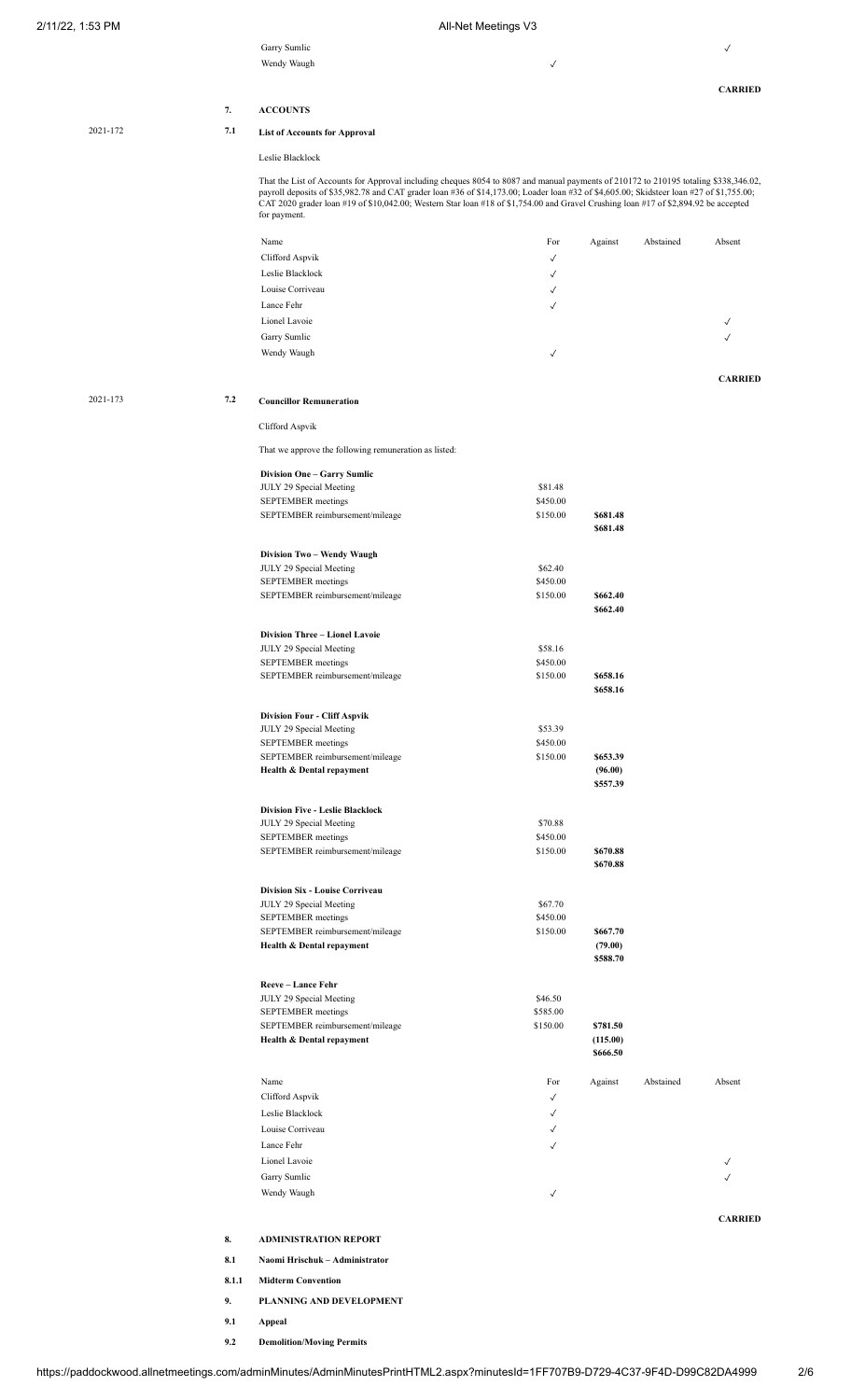| Name | For | Against | Abstained | Absent |
|---|---|---|---|---|
| Garry Sumlic | | | | ✓ |
| Wendy Waugh | ✓ | | | |

**CARRIED**

**7. ACCOUNTS**

2021-172

**7.1 List of Accounts for Approval**

Leslie Blacklock

That the List of Accounts for Approval including cheques 8054 to 8087 and manual payments of 210172 to 210195 totaling $338,346.02, payroll deposits of $35,982.78 and CAT grader loan #36 of $14,173.00; Loader loan #32 of $4,605.00; Skidsteer loan #27 of $1,755.00; CAT 2020 grader loan #19 of $10,042.00; Western Star loan #18 of $1,754.00 and Gravel Crushing loan #17 of $2,894.92 be accepted for payment.

| Name | For | Against | Abstained | Absent |
|---|---|---|---|---|
| Clifford Aspvik | ✓ | | | |
| Leslie Blacklock | ✓ | | | |
| Louise Corriveau | ✓ | | | |
| Lance Fehr | ✓ | | | |
| Lionel Lavoie | | | | ✓ |
| Garry Sumlic | | | | ✓ |
| Wendy Waugh | ✓ | | | |

**CARRIED**

2021-173

**7.2 Councillor Remuneration**

Clifford Aspvik

That we approve the following remuneration as listed:

| | | |
|---|---|---|
| **Division One – Garry Sumlic** | | |
| JULY 29 Special Meeting | $81.48 | |
| SEPTEMBER meetings | $450.00 | |
| SEPTEMBER reimbursement/mileage | $150.00 | **$681.48** |
| | | **$681.48** |
| **Division Two – Wendy Waugh** | | |
| JULY 29 Special Meeting | $62.40 | |
| SEPTEMBER meetings | $450.00 | |
| SEPTEMBER reimbursement/mileage | $150.00 | **$662.40** |
| | | **$662.40** |
| **Division Three – Lionel Lavoie** | | |
| JULY 29 Special Meeting | $58.16 | |
| SEPTEMBER meetings | $450.00 | |
| SEPTEMBER reimbursement/mileage | $150.00 | **$658.16** |
| | | **$658.16** |
| **Division Four - Cliff Aspvik** | | |
| JULY 29 Special Meeting | $53.39 | |
| SEPTEMBER meetings | $450.00 | |
| SEPTEMBER reimbursement/mileage | $150.00 | **$653.39** |
| **Health & Dental repayment** | | **(96.00)** |
| | | **$557.39** |
| **Division Five - Leslie Blacklock** | | |
| JULY 29 Special Meeting | $70.88 | |
| SEPTEMBER meetings | $450.00 | |
| SEPTEMBER reimbursement/mileage | $150.00 | **$670.88** |
| | | **$670.88** |
| **Division Six - Louise Corriveau** | | |
| JULY 29 Special Meeting | $67.70 | |
| SEPTEMBER meetings | $450.00 | |
| SEPTEMBER reimbursement/mileage | $150.00 | **$667.70** |
| **Health & Dental repayment** | | **(79.00)** |
| | | **$588.70** |
| **Reeve – Lance Fehr** | | |
| JULY 29 Special Meeting | $46.50 | |
| SEPTEMBER meetings | $585.00 | |
| SEPTEMBER reimbursement/mileage | $150.00 | **$781.50** |
| **Health & Dental repayment** | | **(115.00)** |
| | | **$666.50** |

| Name | For | Against | Abstained | Absent |
|---|---|---|---|---|
| Clifford Aspvik | ✓ | | | |
| Leslie Blacklock | ✓ | | | |
| Louise Corriveau | ✓ | | | |
| Lance Fehr | ✓ | | | |
| Lionel Lavoie | | | | ✓ |
| Garry Sumlic | | | | ✓ |
| Wendy Waugh | ✓ | | | |

**CARRIED**

**8. ADMINISTRATION REPORT**

**8.1 Naomi Hrischuk – Administrator**

**8.1.1 Midterm Convention**

**9. PLANNING AND DEVELOPMENT**

**9.1 Appeal**

**9.2 Demolition/Moving Permits**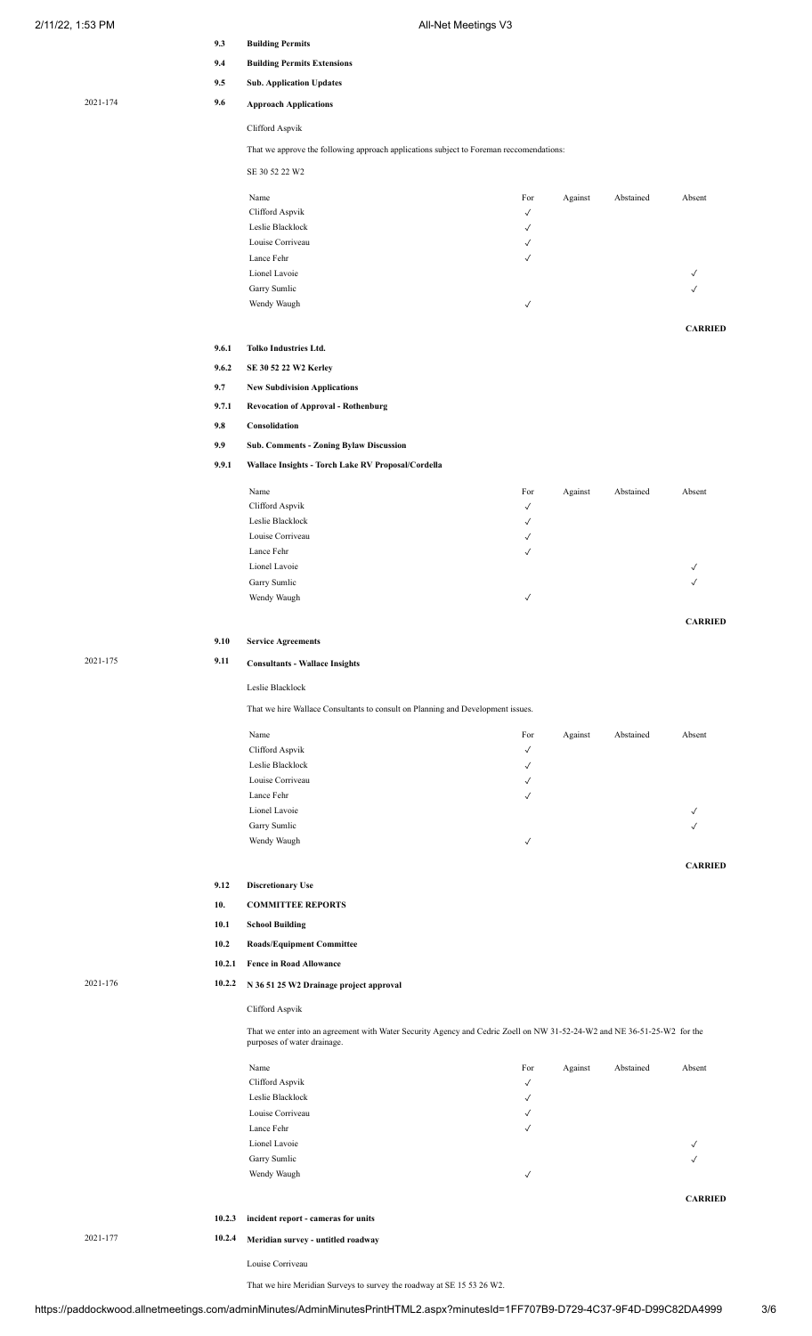**9.3 Building Permits**

**9.4 Building Permits Extensions**

**9.5 Sub. Application Updates**

2021-174 **9.6 Approach Applications**

Clifford Aspvik

That we approve the following approach applications subject to Foreman reccomendations:

SE 30 52 22 W2

| Name | For | Against | Abstained | Absent |
|---|---|---|---|---|
| Clifford Aspvik | ✓ | | | |
| Leslie Blacklock | ✓ | | | |
| Louise Corriveau | ✓ | | | |
| Lance Fehr | ✓ | | | |
| Lionel Lavoie | | | | ✓ |
| Garry Sumlic | | | | ✓ |
| Wendy Waugh | ✓ | | | |

**CARRIED**

**9.6.1 Tolko Industries Ltd.**

**9.6.2 SE 30 52 22 W2 Kerley**

**9.7 New Subdivision Applications**

**9.7.1 Revocation of Approval - Rothenburg**

**9.8 Consolidation**

**9.9 Sub. Comments - Zoning Bylaw Discussion**

**9.9.1 Wallace Insights - Torch Lake RV Proposal/Cordella**

| Name | For | Against | Abstained | Absent |
|---|---|---|---|---|
| Clifford Aspvik | ✓ | | | |
| Leslie Blacklock | ✓ | | | |
| Louise Corriveau | ✓ | | | |
| Lance Fehr | ✓ | | | |
| Lionel Lavoie | | | | ✓ |
| Garry Sumlic | | | | ✓ |
| Wendy Waugh | ✓ | | | |

**CARRIED**

**9.10 Service Agreements**

2021-175 **9.11 Consultants - Wallace Insights**

Leslie Blacklock

That we hire Wallace Consultants to consult on Planning and Development issues.

| Name | For | Against | Abstained | Absent |
|---|---|---|---|---|
| Clifford Aspvik | ✓ | | | |
| Leslie Blacklock | ✓ | | | |
| Louise Corriveau | ✓ | | | |
| Lance Fehr | ✓ | | | |
| Lionel Lavoie | | | | ✓ |
| Garry Sumlic | | | | ✓ |
| Wendy Waugh | ✓ | | | |

**CARRIED**

**9.12 Discretionary Use**

**10. COMMITTEE REPORTS**

**10.1 School Building**

**10.2 Roads/Equipment Committee**

**10.2.1 Fence in Road Allowance**

2021-176 **10.2.2 N 36 51 25 W2 Drainage project approval**

Clifford Aspvik

That we enter into an agreement with Water Security Agency and Cedric Zoell on NW 31-52-24-W2 and NE 36-51-25-W2 for the purposes of water drainage.

| Name | For | Against | Abstained | Absent |
|---|---|---|---|---|
| Clifford Aspvik | ✓ | | | |
| Leslie Blacklock | ✓ | | | |
| Louise Corriveau | ✓ | | | |
| Lance Fehr | ✓ | | | |
| Lionel Lavoie | | | | ✓ |
| Garry Sumlic | | | | ✓ |
| Wendy Waugh | ✓ | | | |

**CARRIED**

**10.2.3 incident report - cameras for units**

2021-177 **10.2.4 Meridian survey - untitled roadway**

Louise Corriveau

That we hire Meridian Surveys to survey the roadway at SE 15 53 26 W2.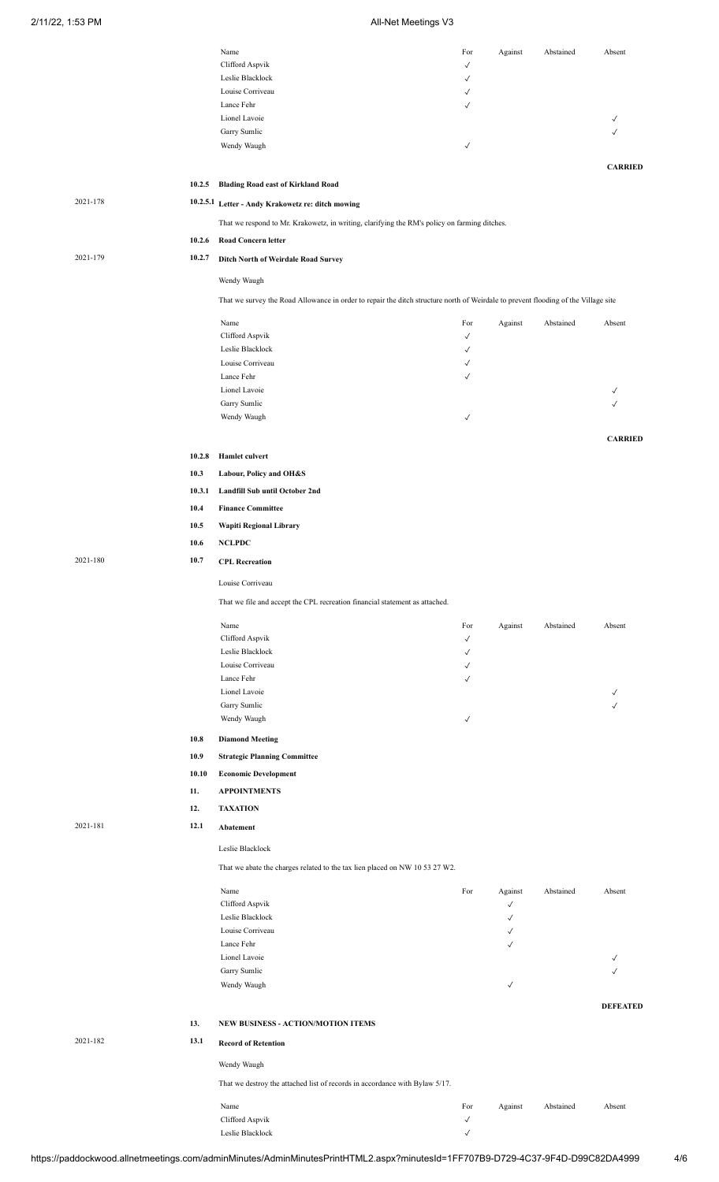| Name | For | Against | Abstained | Absent |
|---|---|---|---|---|
| Clifford Aspvik | ✓ | | | |
| Leslie Blacklock | ✓ | | | |
| Louise Corriveau | ✓ | | | |
| Lance Fehr | ✓ | | | |
| Lionel Lavoie | | | | ✓ |
| Garry Sumlic | | | | ✓ |
| Wendy Waugh | ✓ | | | |

**CARRIED**

**10.2.5 Blading Road east of Kirkland Road**

2021-178 **10.2.5.1 Letter - Andy Krakowetz re: ditch mowing**

That we respond to Mr. Krakowetz, in writing, clarifying the RM's policy on farming ditches.

**10.2.6 Road Concern letter**

2021-179 **10.2.7 Ditch North of Weirdale Road Survey**

Wendy Waugh

That we survey the Road Allowance in order to repair the ditch structure north of Weirdale to prevent flooding of the Village site

| Name | For | Against | Abstained | Absent |
|---|---|---|---|---|
| Clifford Aspvik | ✓ | | | |
| Leslie Blacklock | ✓ | | | |
| Louise Corriveau | ✓ | | | |
| Lance Fehr | ✓ | | | |
| Lionel Lavoie | | | | ✓ |
| Garry Sumlic | | | | ✓ |
| Wendy Waugh | ✓ | | | |

**CARRIED**

**10.2.8 Hamlet culvert**

**10.3 Labour, Policy and OH&S**

**10.3.1 Landfill Sub until October 2nd**

**10.4 Finance Committee**

**10.5 Wapiti Regional Library**

**10.6 NCLPDC**

2021-180 **10.7 CPL Recreation**

Louise Corriveau

That we file and accept the CPL recreation financial statement as attached.

| Name | For | Against | Abstained | Absent |
|---|---|---|---|---|
| Clifford Aspvik | ✓ | | | |
| Leslie Blacklock | ✓ | | | |
| Louise Corriveau | ✓ | | | |
| Lance Fehr | ✓ | | | |
| Lionel Lavoie | | | | ✓ |
| Garry Sumlic | | | | ✓ |
| Wendy Waugh | ✓ | | | |

**10.8 Diamond Meeting**

**10.9 Strategic Planning Committee**

**10.10 Economic Development**

**11. APPOINTMENTS**

**12. TAXATION**

2021-181 **12.1 Abatement**

Leslie Blacklock

That we abate the charges related to the tax lien placed on NW 10 53 27 W2.

| Name | For | Against | Abstained | Absent |
|---|---|---|---|---|
| Clifford Aspvik | | ✓ | | |
| Leslie Blacklock | | ✓ | | |
| Louise Corriveau | | ✓ | | |
| Lance Fehr | | ✓ | | |
| Lionel Lavoie | | | | ✓ |
| Garry Sumlic | | | | ✓ |
| Wendy Waugh | | ✓ | | |

**DEFEATED**

**13. NEW BUSINESS - ACTION/MOTION ITEMS**

2021-182 **13.1 Record of Retention**

Wendy Waugh

That we destroy the attached list of records in accordance with Bylaw 5/17.

| Name | For | Against | Abstained | Absent |
|---|---|---|---|---|
| Clifford Aspvik | ✓ | | | |
| Leslie Blacklock | ✓ | | | |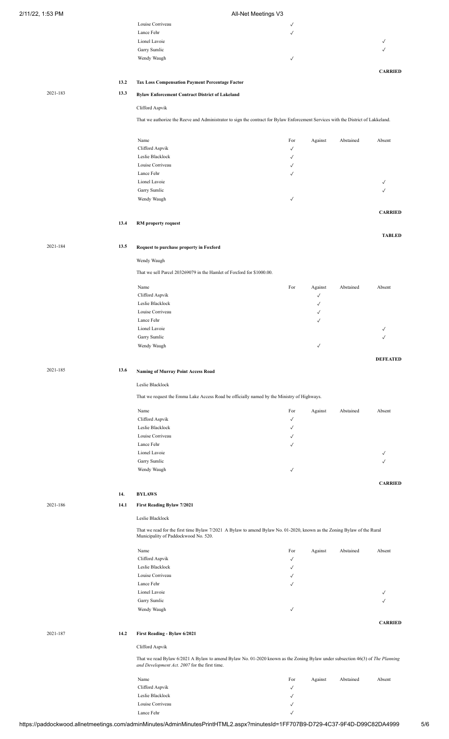| Name | For | Against | Abstained | Absent |
|---|---|---|---|---|
| Louise Corriveau | ✓ | | | |
| Lance Fehr | ✓ | | | |
| Lionel Lavoie | | | | ✓ |
| Garry Sumlic | | | | ✓ |
| Wendy Waugh | ✓ | | | |

**CARRIED**

**13.2 Tax Loss Compensation Payment Percentage Factor**

2021-183 **13.3 Bylaw Enforcement Contract District of Lakeland**

Clifford Aspvik

That we authorize the Reeve and Administrator to sign the contract for Bylaw Enforcement Services with the District of Lakkeland.

| Name | For | Against | Abstained | Absent |
|---|---|---|---|---|
| Clifford Aspvik | ✓ | | | |
| Leslie Blacklock | ✓ | | | |
| Louise Corriveau | ✓ | | | |
| Lance Fehr | ✓ | | | |
| Lionel Lavoie | | | | ✓ |
| Garry Sumlic | | | | ✓ |
| Wendy Waugh | ✓ | | | |

**CARRIED**

**13.4 RM property request**

**TABLED**

2021-184 **13.5 Request to purchase property in Foxford**

Wendy Waugh

That we sell Parcel 203269079 in the Hamlet of Foxford for $1000.00.

| Name | For | Against | Abstained | Absent |
|---|---|---|---|---|
| Clifford Aspvik | | ✓ | | |
| Leslie Blacklock | | ✓ | | |
| Louise Corriveau | | ✓ | | |
| Lance Fehr | | ✓ | | |
| Lionel Lavoie | | | | ✓ |
| Garry Sumlic | | | | ✓ |
| Wendy Waugh | | ✓ | | |

**DEFEATED**

2021-185 **13.6 Naming of Murray Point Access Road**

Leslie Blacklock

That we request the Emma Lake Access Road be officially named by the Ministry of Highways.

| Name | For | Against | Abstained | Absent |
|---|---|---|---|---|
| Clifford Aspvik | ✓ | | | |
| Leslie Blacklock | ✓ | | | |
| Louise Corriveau | ✓ | | | |
| Lance Fehr | ✓ | | | |
| Lionel Lavoie | | | | ✓ |
| Garry Sumlic | | | | ✓ |
| Wendy Waugh | ✓ | | | |

**CARRIED**

## 14. BYLAWS

2021-186 **14.1 First Reading Bylaw 7/2021**

Leslie Blacklock

That we read for the first time Bylaw 7/2021 A Bylaw to amend Bylaw No. 01-2020, known as the Zoning Bylaw of the Rural Municipality of Paddockwood No. 520.

| Name | For | Against | Abstained | Absent |
|---|---|---|---|---|
| Clifford Aspvik | ✓ | | | |
| Leslie Blacklock | ✓ | | | |
| Louise Corriveau | ✓ | | | |
| Lance Fehr | ✓ | | | |
| Lionel Lavoie | | | | ✓ |
| Garry Sumlic | | | | ✓ |
| Wendy Waugh | ✓ | | | |

**CARRIED**

2021-187 **14.2 First Reading - Bylaw 6/2021**

Clifford Aspvik

That we read Bylaw 6/2021 A Bylaw to amend Bylaw No. 01-2020 known as the Zoning Bylaw under subsection 46(3) of *The Planning and Development Act, 2007* for the first time.

| Name | For | Against | Abstained | Absent |
|---|---|---|---|---|
| Clifford Aspvik | ✓ | | | |
| Leslie Blacklock | ✓ | | | |
| Louise Corriveau | ✓ | | | |
| Lance Fehr | ✓ | | | |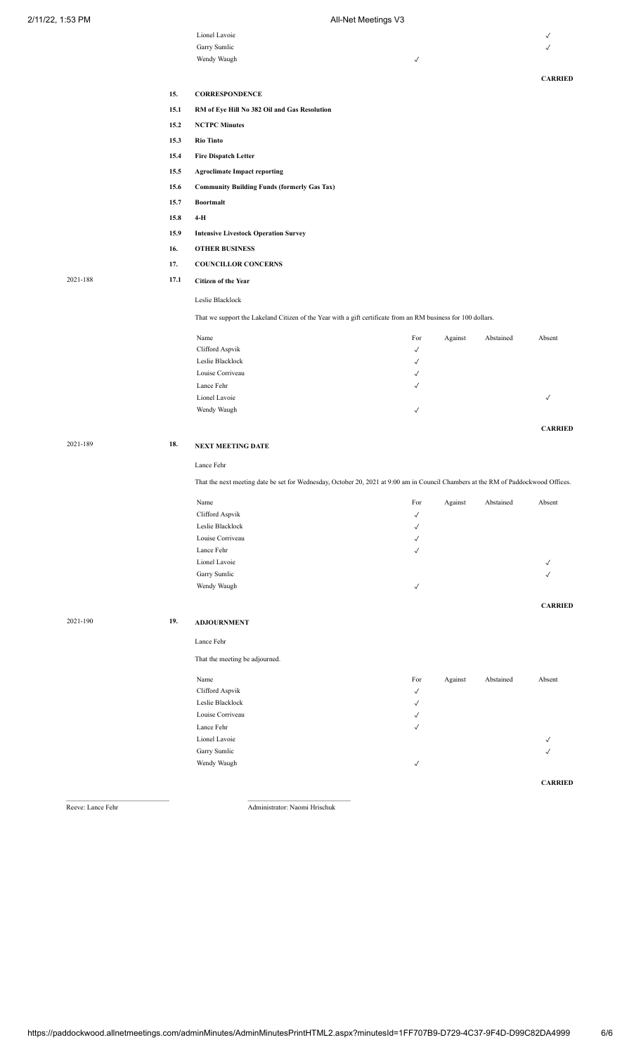| Name | For | Against | Abstained | Absent |
|---|---|---|---|---|
| Lionel Lavoie | | | | ✓ |
| Garry Sumlic | | | | ✓ |
| Wendy Waugh | ✓ | | | |

**CARRIED**

**15. CORRESPONDENCE**

**15.1 RM of Eye Hill No 382 Oil and Gas Resolution**

**15.2 NCTPC Minutes**

**15.3 Rio Tinto**

**15.4 Fire Dispatch Letter**

**15.5 Agroclimate Impact reporting**

**15.6 Community Building Funds (formerly Gas Tax)**

**15.7 Boortmalt**

**15.8 4-H**

**15.9 Intensive Livestock Operation Survey**

**16. OTHER BUSINESS**

**17. COUNCILLOR CONCERNS**

2021-188 **17.1 Citizen of the Year**

Leslie Blacklock

That we support the Lakeland Citizen of the Year with a gift certificate from an RM business for 100 dollars.

| Name | For | Against | Abstained | Absent |
|---|---|---|---|---|
| Clifford Aspvik | ✓ | | | |
| Leslie Blacklock | ✓ | | | |
| Louise Corriveau | ✓ | | | |
| Lance Fehr | ✓ | | | |
| Lionel Lavoie | | | | ✓ |
| Wendy Waugh | ✓ | | | |

**CARRIED**

2021-189 **18. NEXT MEETING DATE**

Lance Fehr

That the next meeting date be set for Wednesday, October 20, 2021 at 9:00 am in Council Chambers at the RM of Paddockwood Offices.

| Name | For | Against | Abstained | Absent |
|---|---|---|---|---|
| Clifford Aspvik | ✓ | | | |
| Leslie Blacklock | ✓ | | | |
| Louise Corriveau | ✓ | | | |
| Lance Fehr | ✓ | | | |
| Lionel Lavoie | | | | ✓ |
| Garry Sumlic | | | | ✓ |
| Wendy Waugh | ✓ | | | |

**CARRIED**

2021-190 **19. ADJOURNMENT**

Lance Fehr

That the meeting be adjourned.

| Name | For | Against | Abstained | Absent |
|---|---|---|---|---|
| Clifford Aspvik | ✓ | | | |
| Leslie Blacklock | ✓ | | | |
| Louise Corriveau | ✓ | | | |
| Lance Fehr | ✓ | | | |
| Lionel Lavoie | | | | ✓ |
| Garry Sumlic | | | | ✓ |
| Wendy Waugh | ✓ | | | |

**CARRIED**

Reeve: Lance Fehr

Administrator: Naomi Hrischuk